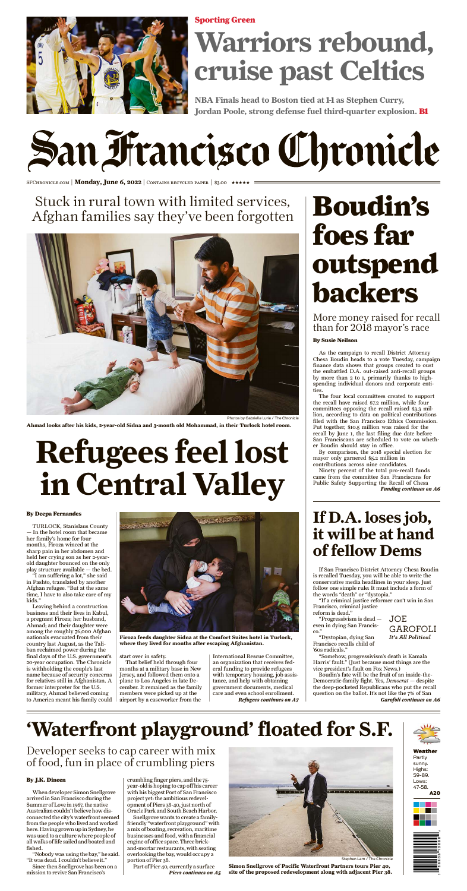**Sporting Green**

# Warriors rebound, cruise past Celtics

**NBA Finals head to Boston tied at 1-1 as Stephen Curry, Jordan Poole, strong defense fuel third-quarter explosion. B1**

# San Francisco Chronicle

SFCHRONICLE.COM | **Monday, June 6, 2022** | CONTAINS RECYCLED PAPER | $3.00 ★★★★★

Stuck in rural town with limited services, Afghan families say they've been forgotten

Photos by Gabrielle Lurie / The Chronicle

**Ahmad looks after his kids, 2-year-old Sidna and 3-month old Mohammad, in their Turlock hotel room.**

# Refugees feel lost in Central Valley

**By Deepa Fernandes**

TURLOCK, Stanislaus County — In the hotel room that became her family's home for four months, Firoza winced at the sharp pain in her abdomen and held her crying son as her 2-year-old daughter bounced on the only play structure available — the bed.

"I am suffering a lot," she said in Pashto, translated by another Afghan refugee. "But at the same time, I have to also take care of my kids."

Leaving behind a construction business and their lives in Kabul, a pregnant Firoza; her husband, Ahmad; and their daughter were among the roughly 76,000 Afghan nationals evacuated from their country last August, as the Taliban reclaimed power during the final days of the U.S. government's 20-year-old occupation. The Chronicle is withholding the couple's last name because of security concerns for relatives still in Afghanistan. A former interpreter for the U.S. military, Ahmad believed coming to America meant his family could start over in safety.

That belief held through four months at a military base in New Jersey, and followed them onto a plane to Los Angeles in late December. It remained as the family members were picked up at the airport by a caseworker from the International Rescue Committee, an organization that receives federal funding to provide refugees with temporary housing, job assistance, and help with obtaining government documents, medical care and even school enrollment.

***Refugees continues on A7***

**Firoza feeds daughter Sidna at the Comfort Suites hotel in Turlock, where they lived for months after escaping Afghanistan.**

# Boudin's foes far outspend backers

More money raised for recall than for 2018 mayor's race

**By Susie Neilson**

As the campaign to recall District Attorney Chesa Boudin heads to a vote Tuesday, campaign finance data shows that groups created to oust the embattled D.A. out-raised anti-recall groups by more than 2 to 1, primarily thanks to high-spending individual donors and corporate entities.

The four local committees created to support the recall have raised $7.2 million, while four committees opposing the recall raised $3.3 million, according to data on political contributions filed with the San Francisco Ethics Commission. Put together, $10.5 million was raised for the recall by June 1, the last filing due date before San Franciscans are scheduled to vote on whether Boudin should stay in office.

By comparison, the 2018 special election for mayor only garnered $5.2 million in contributions across nine candidates.

Ninety percent of the total pro-recall funds came from the committee San Franciscans for Public Safety Supporting the Recall of Chesa

***Funding continues on A6***

## If D.A. loses job, it will be at hand of fellow Dems

JOE GAROFOLI
*It's All Political*

If San Francisco District Attorney Chesa Boudin is recalled Tuesday, you will be able to write the conservative media headlines in your sleep. Just follow one simple rule: It must include a form of the words "death" or "dystopia."

"If a criminal justice reformer can't win in San Francisco, criminal justice reform is dead."

"Progressivism is dead — even in dying San Francisco."

"Dystopian, dying San Francisco recalls child of '60s radicals."

"Somehow, progressivism's death is Kamala Harris' fault." (Just because most things are the vice president's fault on Fox News.)

Boudin's fate will be the fruit of an inside-the-Democratic-family fight. Yes, *Democrat* — despite the deep-pocketed Republicans who put the recall question on the ballot. It's not like the 7% of San

***Garofoli continues on A6***

# 'Waterfront playground' floated for S.F.

Developer seeks to cap career with mix of food, fun in place of crumbling piers

**By J.K. Dineen**

When developer Simon Snellgrove arrived in San Francisco during the Summer of Love in 1967, the native Australian couldn't believe how disconnected the city's waterfront seemed from the people who lived and worked here. Having grown up in Sydney, he was used to a culture where people of all walks of life sailed and boated and fished.

"Nobody was using the bay," he said. "It was dead. I couldn't believe it."

Since then Snellgrove has been on a mission to revive San Francisco's crumbling finger piers, and the 75-year-old is hoping to cap off his career with his biggest Port of San Francisco project yet: the ambitious redevelopment of Piers 38-40, just north of Oracle Park and South Beach Harbor.

Snellgrove wants to create a family-friendly "waterfront playground" with a mix of boating, recreation, maritime businesses and food, with a financial engine of office space. Three brick-and-mortar restaurants, with seating overlooking the bay, would occupy a portion of Pier 38.

Part of Pier 40, currently a surface

***Piers continues on A5***

Stephen Lam / The Chronicle

**Simon Snellgrove of Pacific Waterfront Partners tours Pier 40, site of the proposed redevelopment along with adjacent Pier 38.**

**Weather**
Partly sunny.
Highs: 59-89.
Lows: 47-58.
**A20**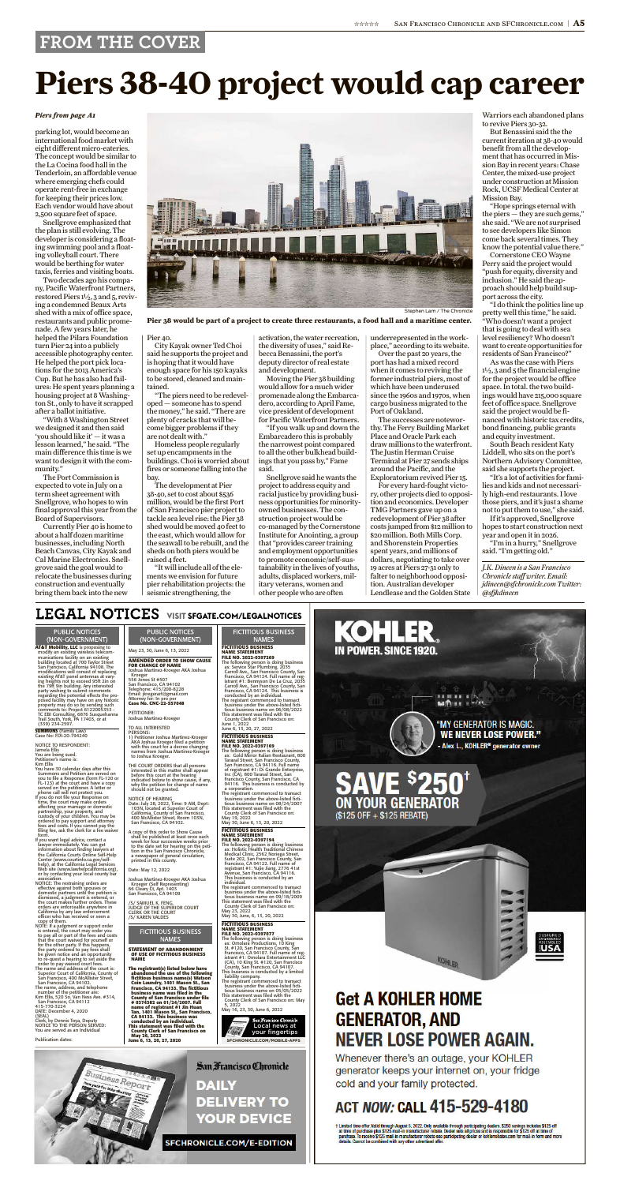FROM THE COVER

# Piers 38-40 project would cap career

*Piers from page A1*

parking lot, would become an international food market with eight different micro-eateries. The concept would be similar to the La Cocina food hall in the Tenderloin, an affordable venue where emerging chefs could operate rent-free in exchange for keeping their prices low. Each vendor would have about 2,500 square feet of space.

Snellgrove emphasized that the plan is still evolving. The developer is considering a floating swimming pool and a floating volleyball court. There would be berthing for water taxis, ferries and visiting boats.

Two decades ago his company, Pacific Waterfront Partners, restored Piers 1½, 3 and 5, reviving a condemned Beaux Arts shed with a mix of office space, restaurants and public promenade. A few years later, he helped the Pilara Foundation turn Pier 24 into a publicly accessible photography center. He helped the port pick locations for the 2013 America's Cup. But he has also had failures: He spent years planning a housing project at 8 Washington St., only to have it scrapped after a ballot initiative.

"With 8 Washington Street we designed it and then said 'you should like it' — it was a lesson learned," he said. "The main difference this time is we want to design it with the community."

The Port Commission is expected to vote in July on a term sheet agreement with Snellgrove, who hopes to win final approval this year from the Board of Supervisors.

Currently Pier 40 is home to about a half dozen maritime businesses, including North Beach Canvas, City Kayak and Cal Marine Electronics. Snellgrove said the goal would to relocate the businesses during construction and eventually bring them back into the new

Pier 40.

City Kayak owner Ted Choi said he supports the project and is hoping that it would have enough space for his 150 kayaks to be stored, cleaned and maintained.

"The piers need to be redeveloped — someone has to spend the money," he said. "There are plenty of cracks that will become bigger problems if they are not dealt with."

Homeless people regularly set up encampments in the buildings. Choi is worried about fires or someone falling into the bay.

The development at Pier 38-40, set to cost about $536 million, would be the first Port of San Francisco pier project to tackle sea level rise: the Pier 38 shed would be moved 40 feet to the east, which would allow for the seawall to be rebuilt, and the sheds on both piers would be raised 4 feet.

"It will include all of the elements we envision for future pier rehabilitation projects: the seismic strengthening, the

activation, the water recreation, the diversity of uses," said Rebecca Benassini, the port's deputy director of real estate and development.

Moving the Pier 38 building would allow for a much wider promenade along the Embarcadero, according to April Fame, vice president of development for Pacific Waterfront Partners.

"If you walk up and down the Embarcadero this is probably the narrowest point compared to all the other bulkhead buildings that you pass by," Fame said.

Snellgrove said he wants the project to address equity and racial justice by providing business opportunities for minority-owned businesses. The construction project would be co-managed by the Cornerstone Institute for Anointing, a group that "provides career training and employment opportunities to promote economic/self-sustainability in the lives of youths, adults, displaced workers, military veterans, women and other people who are often

underrepresented in the workplace," according to its website.

Over the past 20 years, the port has had a mixed record when it comes to reviving the former industrial piers, most of which have been underused since the 1960s and 1970s, when cargo business migrated to the Port of Oakland.

The successes are noteworthy. The Ferry Building Market Place and Oracle Park each draw millions to the waterfront. The Justin Herman Cruise Terminal at Pier 27 sends ships around the Pacific, and the Exploratorium revived Pier 15.

For every hard-fought victory, other projects died to opposition and economics. Developer TMG Partners gave up on a redevelopment of Pier 38 after costs jumped from $12 million to $20 million. Both Mills Corp. and Shorenstein Properties spent years, and millions of dollars, negotiating to take over 19 acres at Piers 27-31 only to falter to neighborhood opposition. Australian developer Lendlease and the Golden State

Warriors each abandoned plans to revive Piers 30-32.

But Benassini said the the current iteration at 38-40 would benefit from all the development that has occurred in Mission Bay in recent years: Chase Center, the mixed-use project under construction at Mission Rock, UCSF Medical Center at Mission Bay.

"Hope springs eternal with the piers — they are such gems," she said. "We are not surprised to see developers like Simon come back several times. They know the potential value there."

Cornerstone CEO Wayne Perry said the project would "push for equity, diversity and inclusion." He said the approach should help build support across the city.

"I do think the politics line up pretty well this time," he said. "Who doesn't want a project that is going to deal with sea level resiliency? Who doesn't want to create opportunities for residents of San Francisco?"

As was the case with Piers 1½, 3 and 5 the financial engine for the project would be office space. In total. the two buildings would have 215,000 square feet of office space. Snellgrove said the project would be financed with historic tax credits, bond financing, public grants and equity investment.

South Beach resident Katy Liddell, who sits on the port's Northern Advisory Committee, said she supports the project.

"It's a lot of activities for families and kids and not necessarily high-end restaurants. I love those piers, and it's just a shame not to put them to use," she said.

If it's approved, Snellgrove hopes to start construction next year and open it in 2026.

"I'm in a hurry," Snellgrove said. "I'm getting old."

*J.K. Dineen is a San Francisco Chronicle staff writer. Email: jdineen@sfchronicle.com Twitter: @sfjkdineen*

Stephen Lam / The Chronicle

**Pier 38 would be part of a project to create three restaurants, a food hall and a maritime center.**

# LEGAL NOTICES VISIT SFGATE.COM/LEGALNOTICES

## PUBLIC NOTICES (NON-GOVERNMENT)

**AT&T Mobility, LLC** is proposing to modify an existing wireless telecommunications facility on an existing building located at 700 Taylor Street San Francisco, California 94108. The modifications will consist of replacing existing AT&T panel antennas at varying heights not to exceed 95ft 2in on the 79ft 9in building. Any interested party wishing to submit comments regarding the potential effects the proposed facility may have on any historic property may do so by sending such comments to: Project 6122005553 - TC EBI Consulting, 6876 Susquehanna Trail South, York, PA 17403, or at (339) 234-2597.

**SUMMONS** (Family Law)
Case No: FDI-20-794240

NOTICE TO RESPONDENT:
Jamela Ellis
You are being sued.
Petitioner's name is:
Kim Ellis
You have 30 calendar days after this Summons and Petition are served on you to file a Response (form FL-120 or FL-123) at the court and have a copy served on the petitioner. A letter or phone call will not protect you.
If you do not file your Response on time, the court may make orders affecting your marriage or domestic partnership, your property, and custody of your children. You may be ordered to pay support and attorney fees and costs. If you cannot pay the filing fee, ask the clerk for a fee waiver form.
If you want legal advice, contact a lawyer immediately. You can get information about finding lawyers at the California Courts Online Self-Help Center (www.courtinfo.ca.gov/selfhelp), at the California Legal Services Web site (www.lawhelpcalifornia.org), or by contacting your local county bar association.
NOTICE: The restraining orders are effective against both spouses or domestic partners until the petition is dismissed, a judgment is entered, or the court makes further orders. These orders are enforceable anywhere in California by any law enforcement officer who has received or seen a copy of them.
NOTE: If a judgment or support order is entered, the court may order you to pay all or part of the fees and costs that the court waived for yourself or for the other party. If this happens, the party ordered to pay fees shall be given notice and an opportunity to re-quest a hearing to set aside the order to pay waived court fees.
The name and address of the court is: Superior Court of California, County of San Francisco, 400 McAllister Street, San Francisco, CA 94102.
The name, address, and telephone number of the petitioner are:
Kim Ellis, 520 So. Van Ness Ave. #314, San Francisco, CA 94112
415-770-3224
DATE: December 4, 2020
(SEAL)
Clerk, by Dennis Toya, Deputy
NOTICE TO THE PERSON SERVED:
You are served as an Individual

Publication dates:

## PUBLIC NOTICES (NON-GOVERNMENT)

May 23, 30, June 6, 13, 2022

**AMENDED ORDER TO SHOW CAUSE FOR CHANGE OF NAME**
Joshua Martinez-Kroeger AKA Joshua Kroeger
536 Jones St #507
San Francisco, CA 94102
Telephone: 415/200-8228
Email: jkroegerart@gmail.com
Attorney for: In pro per
**Case No. CNC-22-557048**

PETITIONER:
Joshua Martinez-Kroeger

TO ALL INTERESTED PERSONS:
1) Petitioner Joshua Martinez-Kroeger AKA Joshua Kroeger filed a petition with this court for a decree changing names from Joshua Martinez-Kroeger to Joshua Kroeger.

THE COURT ORDERS that all persons interested in this matter shall appear before this court at the hearing indicated below to show cause, if any, why the petition for change of name should not be granted.

NOTICE OF HEARING
Date: July 28, 2022, Time: 9 AM, Dept: 103N, located at Superior Court of California, County of San Francisco, 400 McAllister Street, Room 103N, San Francisco, CA 94102.

A copy of this order to Show Cause shall be published at least once each week for four successive weeks prior to the date set for hearing on the petition in the San Francisco Chronicle, a newspaper of general circulation, printed in this county.

Date: May 12, 2022

Joshua Martinez-Kroeger AKA Joshua Kroeger (Self Representing)
66 Cleary Ct, Apt. 1403
San Francisco, CA 94109

/S/ SAMUEL K. FENG,
JUDGE OF THE SUPERIOR COURT
CLERK OR THE COURT
/S/ KAREN VALDES

## FICTITIOUS BUSINESS NAMES

**STATEMENT OF ABANDONMENT OF USE OF FICTITIOUS BUSINESS NAME**

**The registrant(s) listed below have abandoned the use of the following fictitious business name(s) Watson Coin Laundry, 1401 Mason St., San Francisco, CA 94133. The fictitious business name was filed in the County of San Francisco under file # 0374382 on 01/24/2007. Full name of registrant #1 Jin Huan Tan, 1401 Mason St., San Francisco, CA 94133. This business was conducted by an individual. This statement was filed with the County Clerk of San Francisco on May 26, 2022**
**June 6, 13, 20, 27, 2022**

## FICTITIOUS BUSINESS NAMES

**FICTITIOUS BUSINESS NAME STATEMENT**
**FILE NO. 2022-0397269**
The following person is doing business as: Service Star Plumbing, 2035 Carroll Ave., San Francisco County, San Francisco, CA 94124. Full name of registrant #1: Bennyson De La Cruz, 2035 Carroll Ave., San Francisco County, San Francisco, CA 94124. This business is conducted by an individual.
The registrant commenced to transact business under the above-listed fictitious business name on 06/08/2022
This statement was filed with the County Clerk of San Francisco on: June 1, 2022
June 6, 13, 20, 27, 2022

**FICTITIOUS BUSINESS NAME STATEMENT**
**FILE NO. 2022-0397169**
The following person is doing business as: Gold Mirror Italian Restaurant, 800 Taraval Street, San Francisco County, San Francisco, CA 94116. Full name of registrant #1: Di Grande Enterprise, Inc (CA), 800 Taraval Street, San Francisco County, San Francisco, CA 94116. This business is conducted by a corporation.
The registrant commenced to transact business under the above-listed fictitious business name on 08/24/2007
This statement was filed with the County Clerk of San Francisco on: May 19, 2022
May 30, June 6, 13, 20, 2022

**FICTITIOUS BUSINESS NAME STATEMENT**
**FILE NO. 2022-0397194**
The following person is doing business as: Holistic Health Traditional Chinese Medical Clinic, 2562 Noriega Street, Suite 202, San Francisco County, San Francisco, CA 94122. Full name of registrant #1: Yujie Jiang, 2776 41st Avenue, San Francisco, CA 94116. This business is conducted by an individual.
The registrant commenced to transact business under the above-listed fictitious business name on 09/18/2009
This statement was filed with the County Clerk of San Francisco on: May 23, 2022
May 30, June 6, 13, 20, 2022

**FICTITIOUS BUSINESS NAME STATEMENT**
**FILE NO. 2022-0397077**
The following person is doing business as: Omolara Productions, 10 King St. #120, San Francisco County, San Francisco, CA 94107. Full name of registrant #1: Omolara Entertainment LLC (CA), 10 King St. #120, San Francisco County, San Francisco, CA 94107. This business is conducted by a limited liability company.
The registrant commenced to transact business under the above-listed fictitious business name on 05/05/2022
This statement was filed with the County Clerk of San Francisco on: May 5, 2022
May 16, 23, 30, June 6, 2022

San Francisco Chronicle
Local news at your fingertips
SFCHRONICLE.COM/MOBILE-APPS

San Francisco Chronicle
DAILY DELIVERY TO YOUR DEVICE
SFCHRONICLE.COM/E-EDITION

KOHLER.
IN POWER. SINCE 1920.

"MY GENERATOR IS MAGIC. WE NEVER LOSE POWER."
- Alex L., KOHLER® generator owner

SAVE $250† ON YOUR GENERATOR
($125 OFF + $125 REBATE)

DESIGNED ENGINEERED ASSEMBLED IN THE USA

# Get A KOHLER HOME GENERATOR, AND NEVER LOSE POWER AGAIN.

Whenever there's an outage, your KOHLER generator keeps your internet on, your fridge cold and your family protected.

ACT *NOW:* CALL 415-529-4180

† Limited time offer. Valid through August 5, 2022. Only available through participating dealers. $250 savings includes $125 off at time of purchase plus $125 mail-in manufacturer rebate. Dealer sets all prices and is responsible for $125 off at time of purchase. To receive $125 mail-in manufacturer rebate see participating dealer or kohlerrebates.com for mail-in form and more details. Cannot be combined with any other advertised offer.